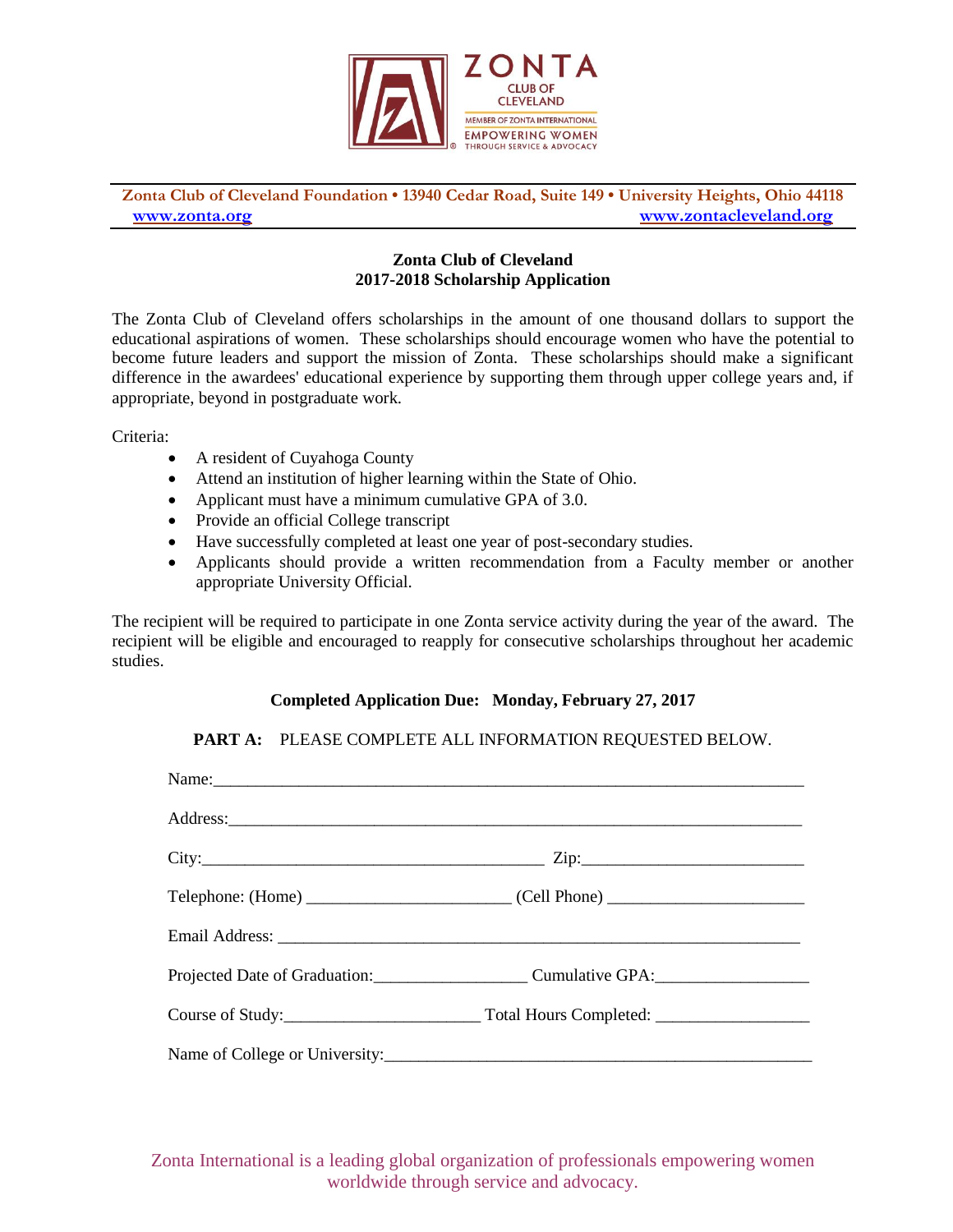ZONTA
CLUB OF
CLEVELAND
MEMBER OF ZONTA INTERNATIONAL
EMPOWERING WOMEN
THROUGH SERVICE & ADVOCACY

**Zonta Club of Cleveland Foundation • 13940 Cedar Road, Suite 149 • University Heights, Ohio 44118**
**www.zonta.org** **www.zontacleveland.org**

**Zonta Club of Cleveland**
**2017-2018 Scholarship Application**

The Zonta Club of Cleveland offers scholarships in the amount of one thousand dollars to support the educational aspirations of women. These scholarships should encourage women who have the potential to become future leaders and support the mission of Zonta. These scholarships should make a significant difference in the awardees' educational experience by supporting them through upper college years and, if appropriate, beyond in postgraduate work.

Criteria:

- A resident of Cuyahoga County
- Attend an institution of higher learning within the State of Ohio.
- Applicant must have a minimum cumulative GPA of 3.0.
- Provide an official College transcript
- Have successfully completed at least one year of post-secondary studies.
- Applicants should provide a written recommendation from a Faculty member or another appropriate University Official.

The recipient will be required to participate in one Zonta service activity during the year of the award. The recipient will be eligible and encouraged to reapply for consecutive scholarships throughout her academic studies.

**Completed Application Due: Monday, February 27, 2017**

**PART A:** PLEASE COMPLETE ALL INFORMATION REQUESTED BELOW.

Name:\_\_\_\_\_\_\_\_\_\_\_\_\_\_\_\_\_\_\_\_\_\_\_\_\_\_\_\_\_\_\_\_\_\_\_\_\_\_\_\_\_\_\_\_\_\_\_\_

Address:\_\_\_\_\_\_\_\_\_\_\_\_\_\_\_\_\_\_\_\_\_\_\_\_\_\_\_\_\_\_\_\_\_\_\_\_\_\_\_\_\_\_\_\_\_\_

City:\_\_\_\_\_\_\_\_\_\_\_\_\_\_\_\_\_\_\_\_\_\_\_\_\_\_\_\_ Zip:\_\_\_\_\_\_\_\_\_\_\_\_\_\_\_\_\_\_

Telephone: (Home) \_\_\_\_\_\_\_\_\_\_\_\_\_\_\_\_ (Cell Phone) \_\_\_\_\_\_\_\_\_\_\_\_\_\_\_\_

Email Address: \_\_\_\_\_\_\_\_\_\_\_\_\_\_\_\_\_\_\_\_\_\_\_\_\_\_\_\_\_\_\_\_\_\_\_\_\_\_\_\_\_\_

Projected Date of Graduation:\_\_\_\_\_\_\_\_\_\_\_\_ Cumulative GPA:\_\_\_\_\_\_\_\_\_\_\_\_

Course of Study:\_\_\_\_\_\_\_\_\_\_\_\_\_\_\_\_ Total Hours Completed: \_\_\_\_\_\_\_\_\_\_\_\_

Name of College or University:\_\_\_\_\_\_\_\_\_\_\_\_\_\_\_\_\_\_\_\_\_\_\_\_\_\_\_\_\_\_\_\_\_\_

Zonta International is a leading global organization of professionals empowering women worldwide through service and advocacy.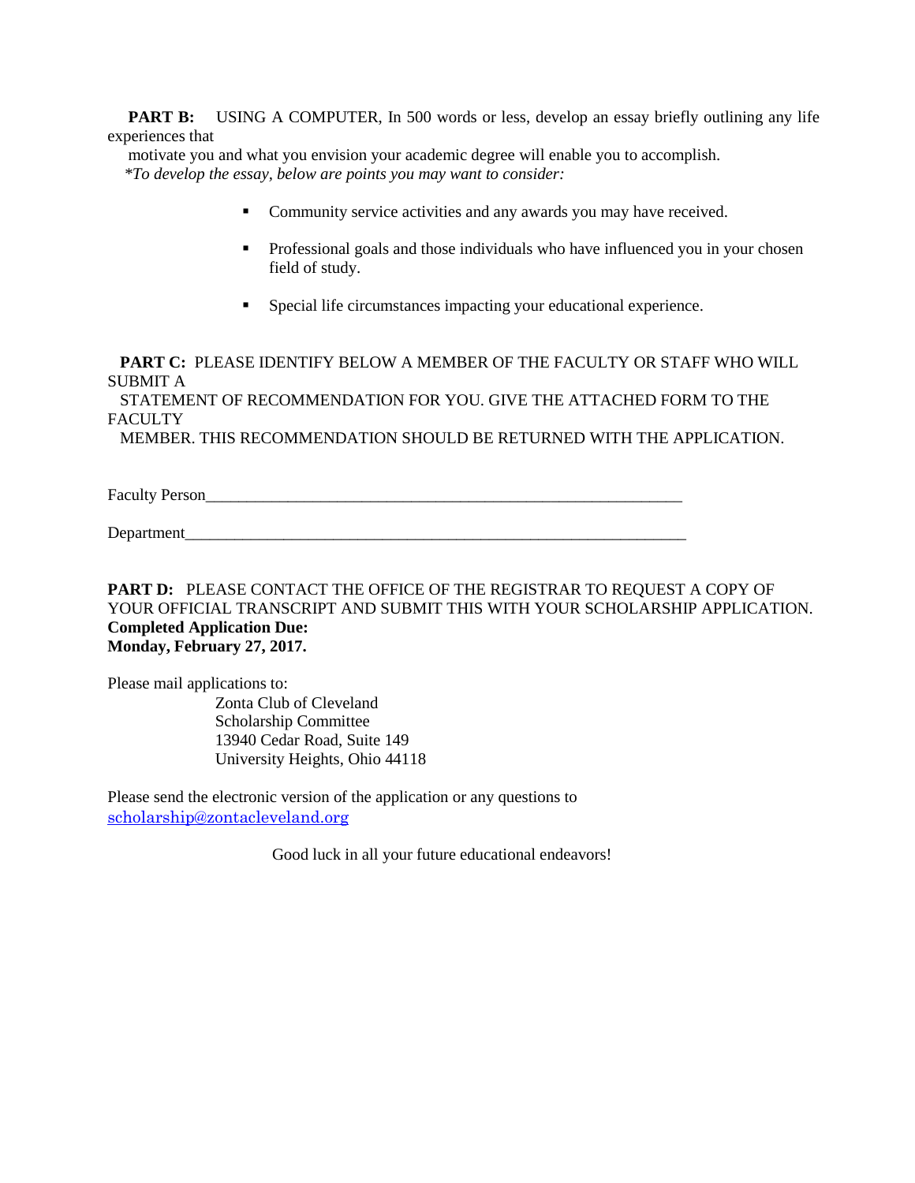**PART B:** USING A COMPUTER, In 500 words or less, develop an essay briefly outlining any life experiences that motivate you and what you envision your academic degree will enable you to accomplish.

*\*To develop the essay, below are points you may want to consider:*

- Community service activities and any awards you may have received.
- Professional goals and those individuals who have influenced you in your chosen field of study.
- Special life circumstances impacting your educational experience.

**PART C:** PLEASE IDENTIFY BELOW A MEMBER OF THE FACULTY OR STAFF WHO WILL SUBMIT A STATEMENT OF RECOMMENDATION FOR YOU. GIVE THE ATTACHED FORM TO THE FACULTY MEMBER. THIS RECOMMENDATION SHOULD BE RETURNED WITH THE APPLICATION.

Faculty Person_______________________________________________________________

Department_________________________________________________________________

**PART D:** PLEASE CONTACT THE OFFICE OF THE REGISTRAR TO REQUEST A COPY OF YOUR OFFICIAL TRANSCRIPT AND SUBMIT THIS WITH YOUR SCHOLARSHIP APPLICATION.

**Completed Application Due:**
**Monday, February 27, 2017.**

Please mail applications to:

Zonta Club of Cleveland
Scholarship Committee
13940 Cedar Road, Suite 149
University Heights, Ohio 44118

Please send the electronic version of the application or any questions to
scholarship@zontacleveland.org

Good luck in all your future educational endeavors!